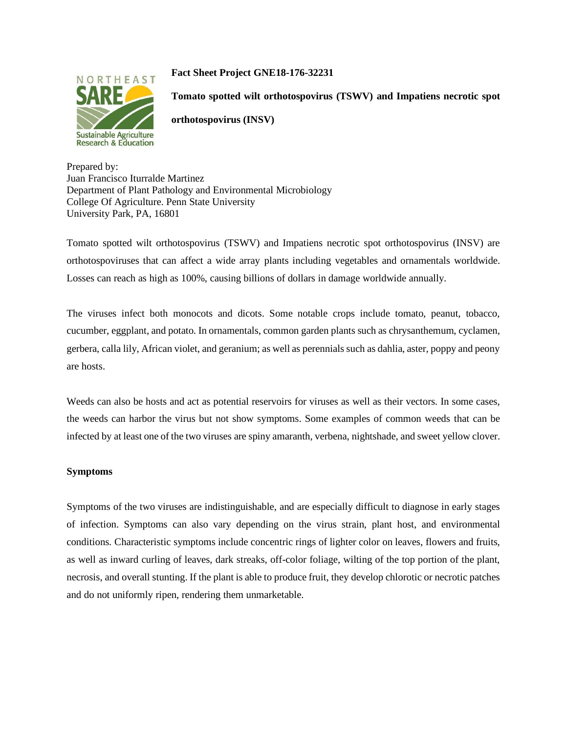**Fact Sheet Project GNE18-176-32231**

# Tomato spotted wilt orthotospovirus (TSWV) and Impatiens necrotic spot orthotospovirus (INSV)

Prepared by:
Juan Francisco Iturralde Martinez
Department of Plant Pathology and Environmental Microbiology
College Of Agriculture. Penn State University
University Park, PA, 16801

Tomato spotted wilt orthotospovirus (TSWV) and Impatiens necrotic spot orthotospovirus (INSV) are orthotospoviruses that can affect a wide array plants including vegetables and ornamentals worldwide. Losses can reach as high as 100%, causing billions of dollars in damage worldwide annually.

The viruses infect both monocots and dicots. Some notable crops include tomato, peanut, tobacco, cucumber, eggplant, and potato. In ornamentals, common garden plants such as chrysanthemum, cyclamen, gerbera, calla lily, African violet, and geranium; as well as perennials such as dahlia, aster, poppy and peony are hosts.

Weeds can also be hosts and act as potential reservoirs for viruses as well as their vectors. In some cases, the weeds can harbor the virus but not show symptoms. Some examples of common weeds that can be infected by at least one of the two viruses are spiny amaranth, verbena, nightshade, and sweet yellow clover.

## Symptoms

Symptoms of the two viruses are indistinguishable, and are especially difficult to diagnose in early stages of infection. Symptoms can also vary depending on the virus strain, plant host, and environmental conditions. Characteristic symptoms include concentric rings of lighter color on leaves, flowers and fruits, as well as inward curling of leaves, dark streaks, off-color foliage, wilting of the top portion of the plant, necrosis, and overall stunting. If the plant is able to produce fruit, they develop chlorotic or necrotic patches and do not uniformly ripen, rendering them unmarketable.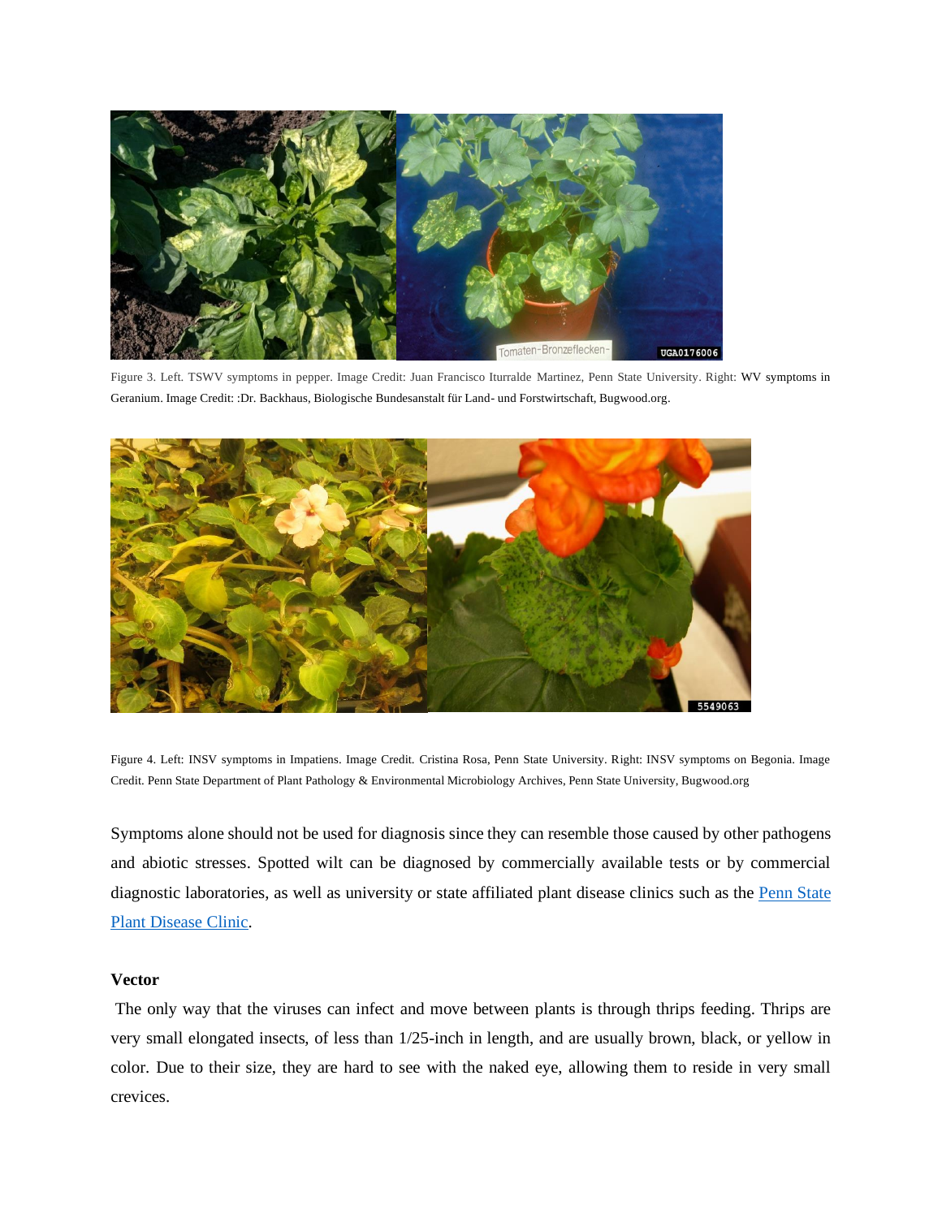Figure 3. Left. TSWV symptoms in pepper. Image Credit: Juan Francisco Iturralde Martinez, Penn State University. Right: WV symptoms in Geranium. Image Credit: :Dr. Backhaus, Biologische Bundesanstalt für Land- und Forstwirtschaft, Bugwood.org.

Figure 4. Left: INSV symptoms in Impatiens. Image Credit. Cristina Rosa, Penn State University. Right: INSV symptoms on Begonia. Image Credit. Penn State Department of Plant Pathology & Environmental Microbiology Archives, Penn State University, Bugwood.org

Symptoms alone should not be used for diagnosis since they can resemble those caused by other pathogens and abiotic stresses. Spotted wilt can be diagnosed by commercially available tests or by commercial diagnostic laboratories, as well as university or state affiliated plant disease clinics such as the Penn State Plant Disease Clinic.

**Vector**

The only way that the viruses can infect and move between plants is through thrips feeding. Thrips are very small elongated insects, of less than 1/25-inch in length, and are usually brown, black, or yellow in color. Due to their size, they are hard to see with the naked eye, allowing them to reside in very small crevices.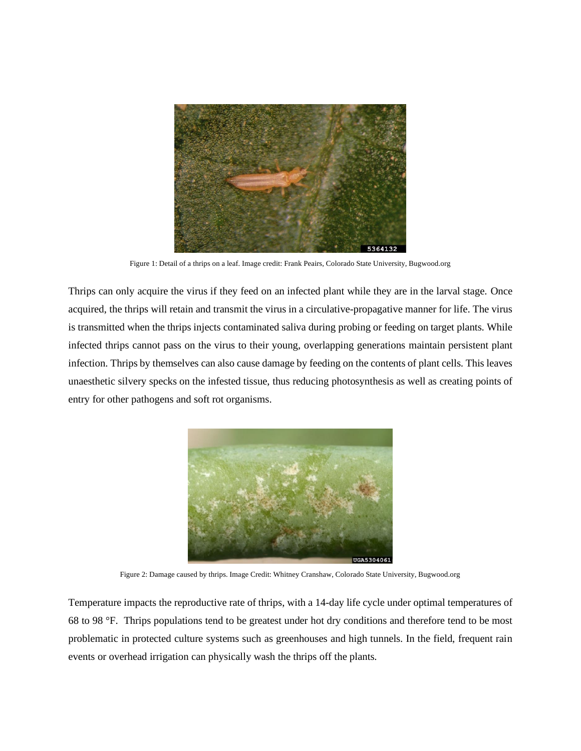Figure 1: Detail of a thrips on a leaf. Image credit: Frank Peairs, Colorado State University, Bugwood.org

Thrips can only acquire the virus if they feed on an infected plant while they are in the larval stage. Once acquired, the thrips will retain and transmit the virus in a circulative-propagative manner for life. The virus is transmitted when the thrips injects contaminated saliva during probing or feeding on target plants. While infected thrips cannot pass on the virus to their young, overlapping generations maintain persistent plant infection. Thrips by themselves can also cause damage by feeding on the contents of plant cells. This leaves unaesthetic silvery specks on the infested tissue, thus reducing photosynthesis as well as creating points of entry for other pathogens and soft rot organisms.

Figure 2: Damage caused by thrips. Image Credit: Whitney Cranshaw, Colorado State University, Bugwood.org

Temperature impacts the reproductive rate of thrips, with a 14-day life cycle under optimal temperatures of 68 to 98 °F. Thrips populations tend to be greatest under hot dry conditions and therefore tend to be most problematic in protected culture systems such as greenhouses and high tunnels. In the field, frequent rain events or overhead irrigation can physically wash the thrips off the plants.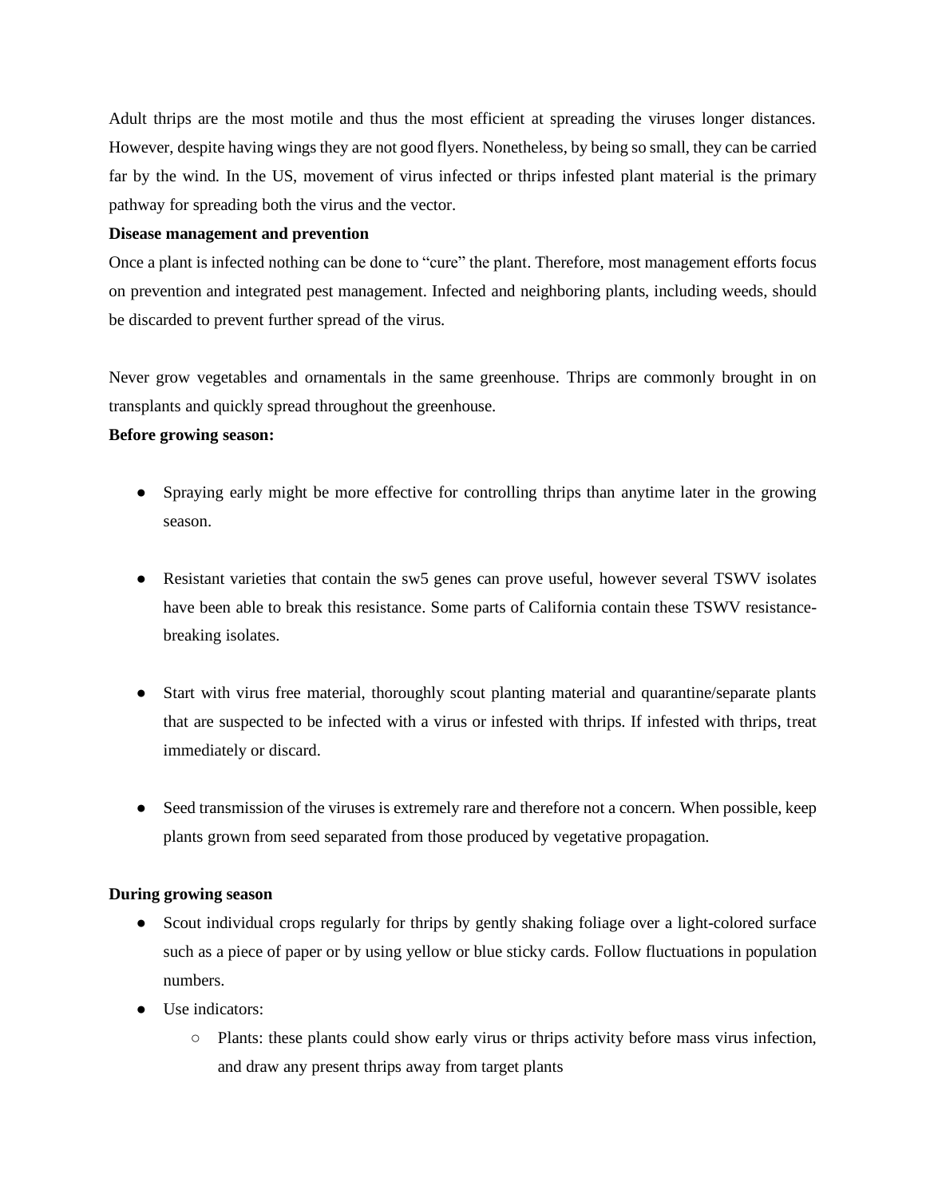Adult thrips are the most motile and thus the most efficient at spreading the viruses longer distances. However, despite having wings they are not good flyers. Nonetheless, by being so small, they can be carried far by the wind. In the US, movement of virus infected or thrips infested plant material is the primary pathway for spreading both the virus and the vector.

**Disease management and prevention**

Once a plant is infected nothing can be done to "cure" the plant. Therefore, most management efforts focus on prevention and integrated pest management. Infected and neighboring plants, including weeds, should be discarded to prevent further spread of the virus.

Never grow vegetables and ornamentals in the same greenhouse. Thrips are commonly brought in on transplants and quickly spread throughout the greenhouse.

**Before growing season:**

- Spraying early might be more effective for controlling thrips than anytime later in the growing season.

- Resistant varieties that contain the sw5 genes can prove useful, however several TSWV isolates have been able to break this resistance. Some parts of California contain these TSWV resistance-breaking isolates.

- Start with virus free material, thoroughly scout planting material and quarantine/separate plants that are suspected to be infected with a virus or infested with thrips. If infested with thrips, treat immediately or discard.

- Seed transmission of the viruses is extremely rare and therefore not a concern. When possible, keep plants grown from seed separated from those produced by vegetative propagation.

**During growing season**

- Scout individual crops regularly for thrips by gently shaking foliage over a light-colored surface such as a piece of paper or by using yellow or blue sticky cards. Follow fluctuations in population numbers.
- Use indicators:
  - Plants: these plants could show early virus or thrips activity before mass virus infection, and draw any present thrips away from target plants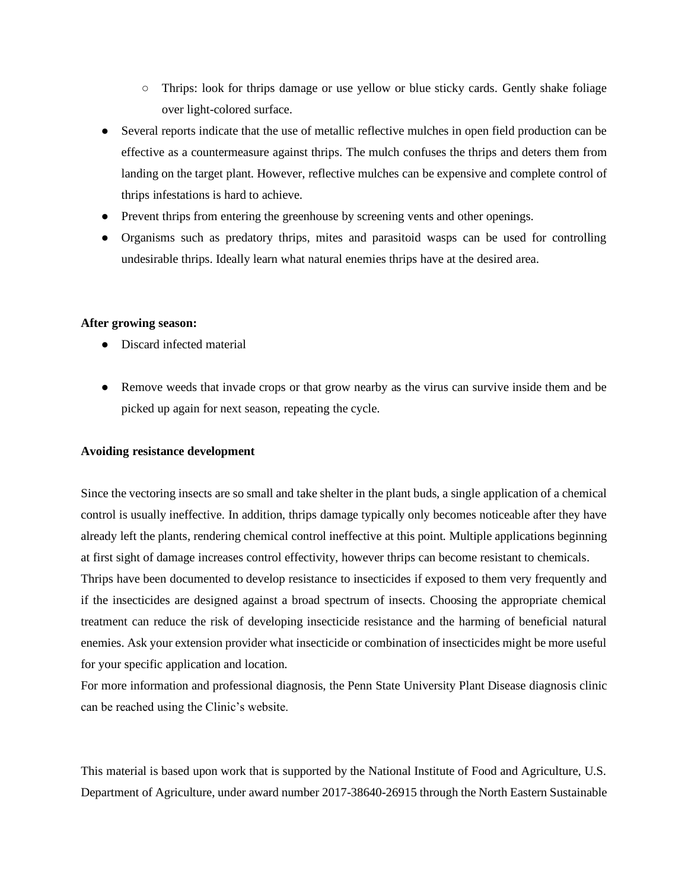- Thrips: look for thrips damage or use yellow or blue sticky cards. Gently shake foliage over light-colored surface.
- Several reports indicate that the use of metallic reflective mulches in open field production can be effective as a countermeasure against thrips. The mulch confuses the thrips and deters them from landing on the target plant. However, reflective mulches can be expensive and complete control of thrips infestations is hard to achieve.
- Prevent thrips from entering the greenhouse by screening vents and other openings.
- Organisms such as predatory thrips, mites and parasitoid wasps can be used for controlling undesirable thrips. Ideally learn what natural enemies thrips have at the desired area.

**After growing season:**

- Discard infected material
- Remove weeds that invade crops or that grow nearby as the virus can survive inside them and be picked up again for next season, repeating the cycle.

**Avoiding resistance development**

Since the vectoring insects are so small and take shelter in the plant buds, a single application of a chemical control is usually ineffective. In addition, thrips damage typically only becomes noticeable after they have already left the plants, rendering chemical control ineffective at this point. Multiple applications beginning at first sight of damage increases control effectivity, however thrips can become resistant to chemicals.

Thrips have been documented to develop resistance to insecticides if exposed to them very frequently and if the insecticides are designed against a broad spectrum of insects. Choosing the appropriate chemical treatment can reduce the risk of developing insecticide resistance and the harming of beneficial natural enemies. Ask your extension provider what insecticide or combination of insecticides might be more useful for your specific application and location.

For more information and professional diagnosis, the Penn State University Plant Disease diagnosis clinic can be reached using the Clinic's website.

This material is based upon work that is supported by the National Institute of Food and Agriculture, U.S. Department of Agriculture, under award number 2017-38640-26915 through the North Eastern Sustainable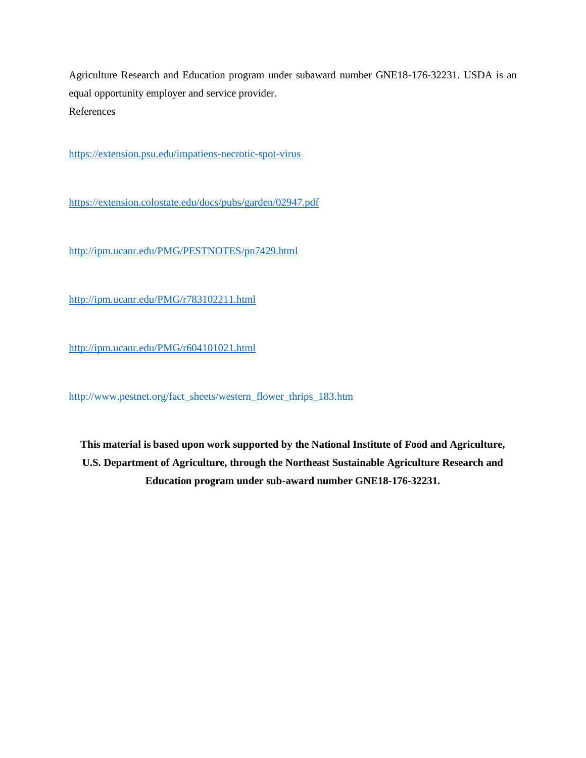Agriculture Research and Education program under subaward number GNE18-176-32231. USDA is an equal opportunity employer and service provider.

References

https://extension.psu.edu/impatiens-necrotic-spot-virus

https://extension.colostate.edu/docs/pubs/garden/02947.pdf

http://ipm.ucanr.edu/PMG/PESTNOTES/pn7429.html

http://ipm.ucanr.edu/PMG/r783102211.html

http://ipm.ucanr.edu/PMG/r604101021.html

http://www.pestnet.org/fact_sheets/western_flower_thrips_183.htm

**This material is based upon work supported by the National Institute of Food and Agriculture, U.S. Department of Agriculture, through the Northeast Sustainable Agriculture Research and Education program under sub-award number GNE18-176-32231.**